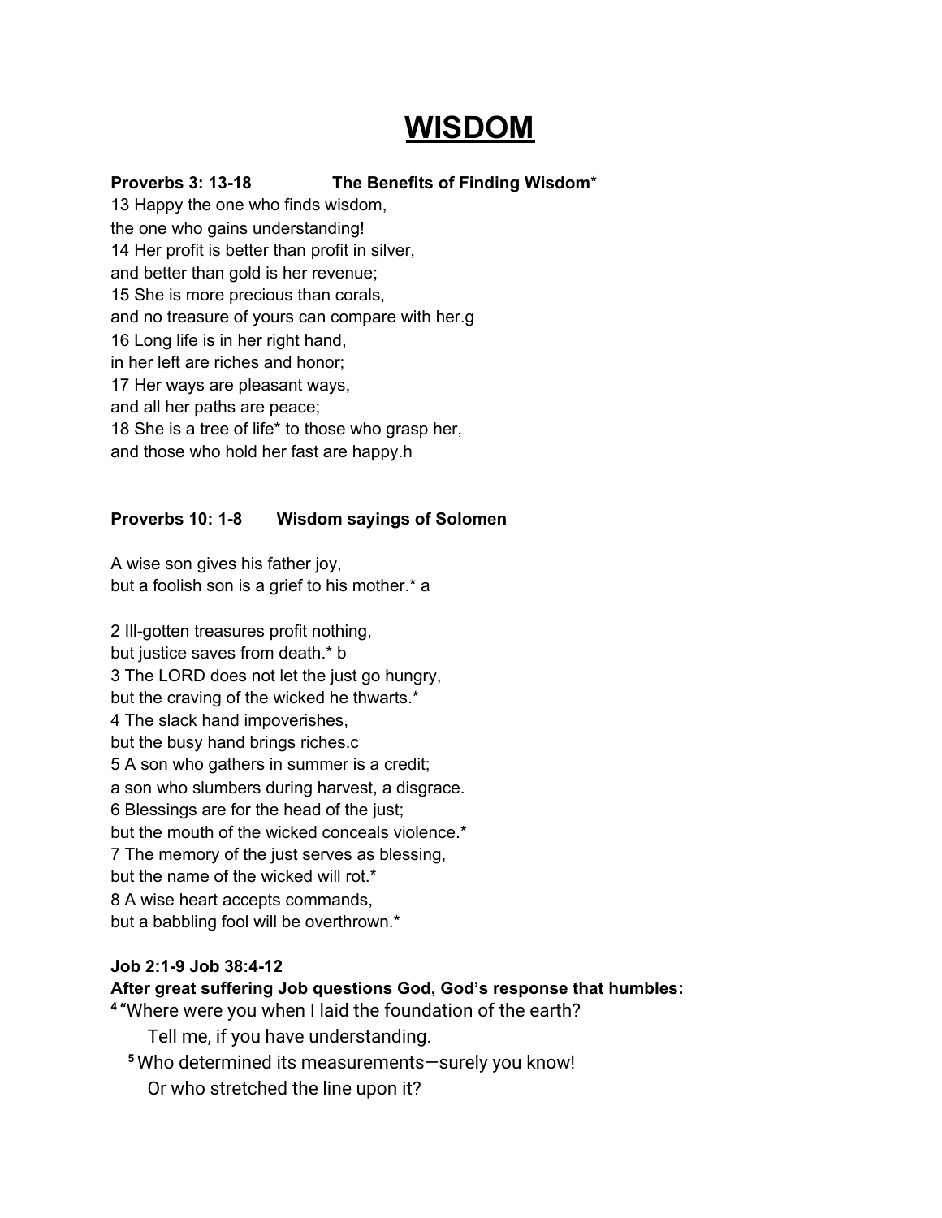# WISDOM

**Proverbs 3: 13-18 The Benefits of Finding Wisdom***

13 Happy the one who finds wisdom,
the one who gains understanding!
14 Her profit is better than profit in silver,
and better than gold is her revenue;
15 She is more precious than corals,
and no treasure of yours can compare with her.g
16 Long life is in her right hand,
in her left are riches and honor;
17 Her ways are pleasant ways,
and all her paths are peace;
18 She is a tree of life* to those who grasp her,
and those who hold her fast are happy.h

**Proverbs 10: 1-8 Wisdom sayings of Solomen**

A wise son gives his father joy,
but a foolish son is a grief to his mother.* a

2 Ill-gotten treasures profit nothing,
but justice saves from death.* b
3 The LORD does not let the just go hungry,
but the craving of the wicked he thwarts.*
4 The slack hand impoverishes,
but the busy hand brings riches.c
5 A son who gathers in summer is a credit;
a son who slumbers during harvest, a disgrace.
6 Blessings are for the head of the just;
but the mouth of the wicked conceals violence.*
7 The memory of the just serves as blessing,
but the name of the wicked will rot.*
8 A wise heart accepts commands,
but a babbling fool will be overthrown.*

**Job 2:1-9 Job 38:4-12**

**After great suffering Job questions God, God's response that humbles:**

4 "Where were you when I laid the foundation of the earth?
Tell me, if you have understanding.
5 Who determined its measurements—surely you know!
Or who stretched the line upon it?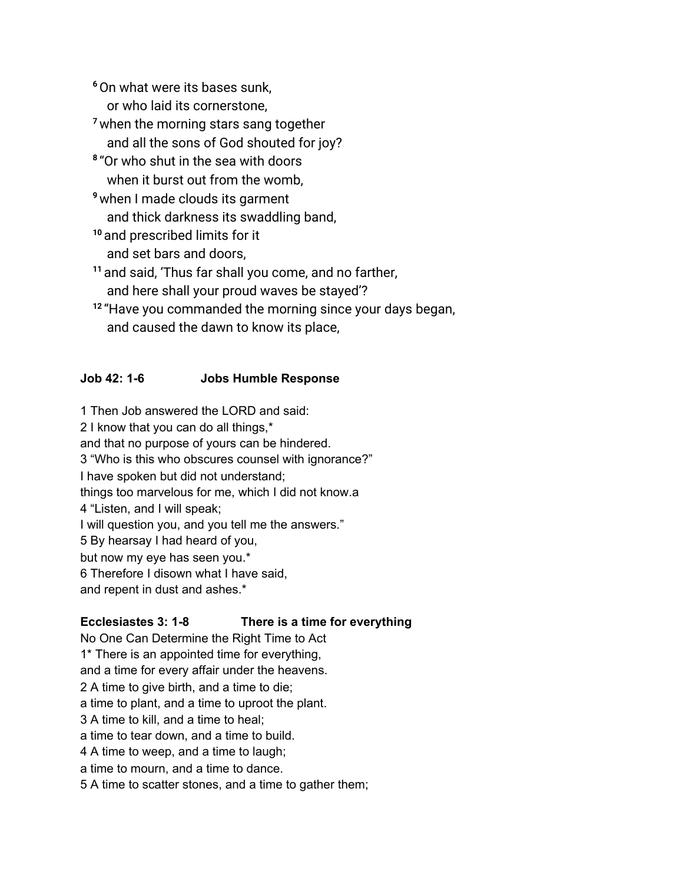[6] On what were its bases sunk,
or who laid its cornerstone,
[7] when the morning stars sang together
and all the sons of God shouted for joy?
[8] "Or who shut in the sea with doors
when it burst out from the womb,
[9] when I made clouds its garment
and thick darkness its swaddling band,
[10] and prescribed limits for it
and set bars and doors,
[11] and said, 'Thus far shall you come, and no farther,
and here shall your proud waves be stayed'?
[12] "Have you commanded the morning since your days began,
and caused the dawn to know its place,

**Job 42: 1-6 Jobs Humble Response**

1 Then Job answered the LORD and said:
2 I know that you can do all things,*
and that no purpose of yours can be hindered.
3 "Who is this who obscures counsel with ignorance?"
I have spoken but did not understand;
things too marvelous for me, which I did not know.a
4 "Listen, and I will speak;
I will question you, and you tell me the answers."
5 By hearsay I had heard of you,
but now my eye has seen you.*
6 Therefore I disown what I have said,
and repent in dust and ashes.*

**Ecclesiastes 3: 1-8 There is a time for everything**

No One Can Determine the Right Time to Act
1* There is an appointed time for everything,
and a time for every affair under the heavens.
2 A time to give birth, and a time to die;
a time to plant, and a time to uproot the plant.
3 A time to kill, and a time to heal;
a time to tear down, and a time to build.
4 A time to weep, and a time to laugh;
a time to mourn, and a time to dance.
5 A time to scatter stones, and a time to gather them;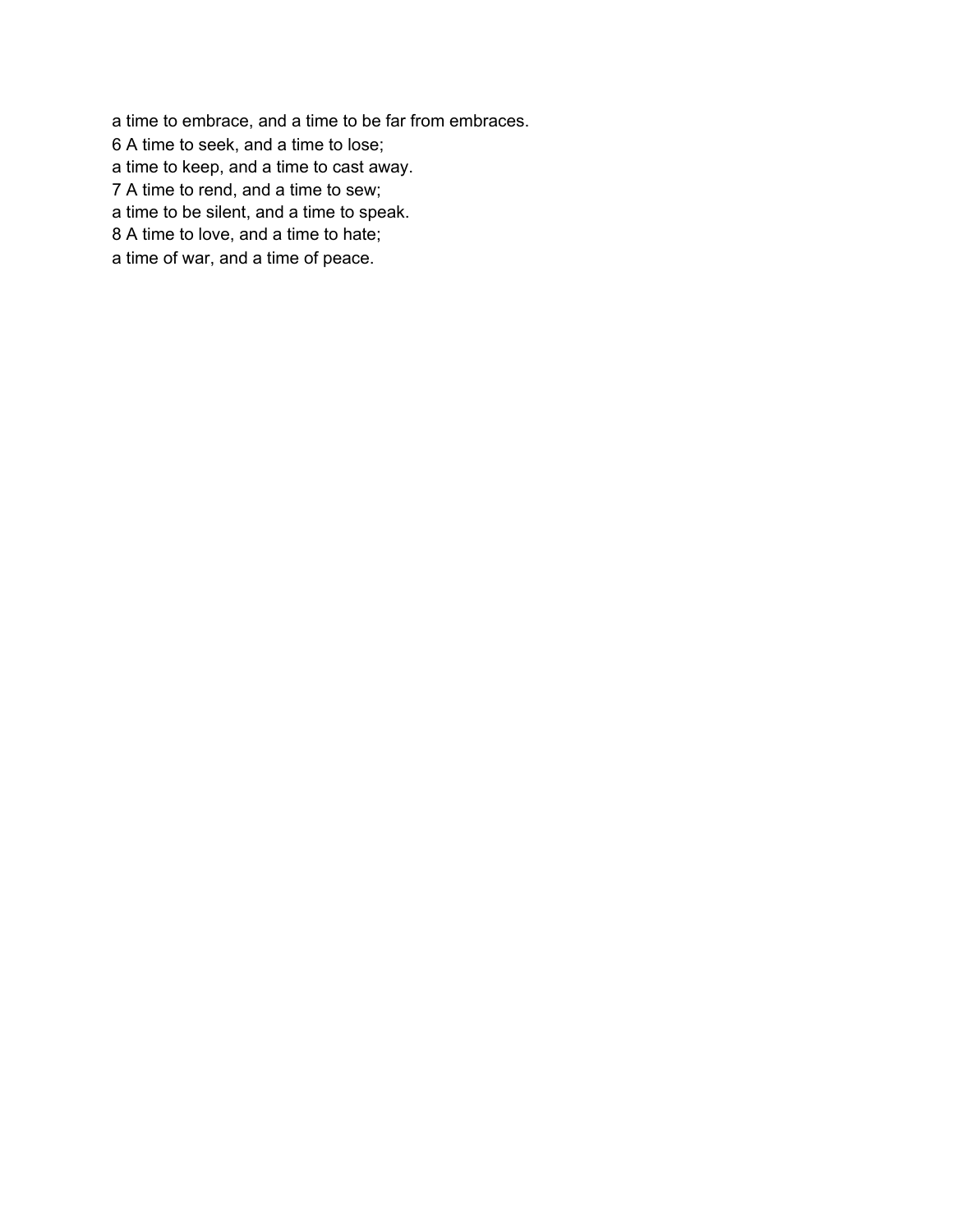a time to embrace, and a time to be far from embraces.
6 A time to seek, and a time to lose;
a time to keep, and a time to cast away.
7 A time to rend, and a time to sew;
a time to be silent, and a time to speak.
8 A time to love, and a time to hate;
a time of war, and a time of peace.